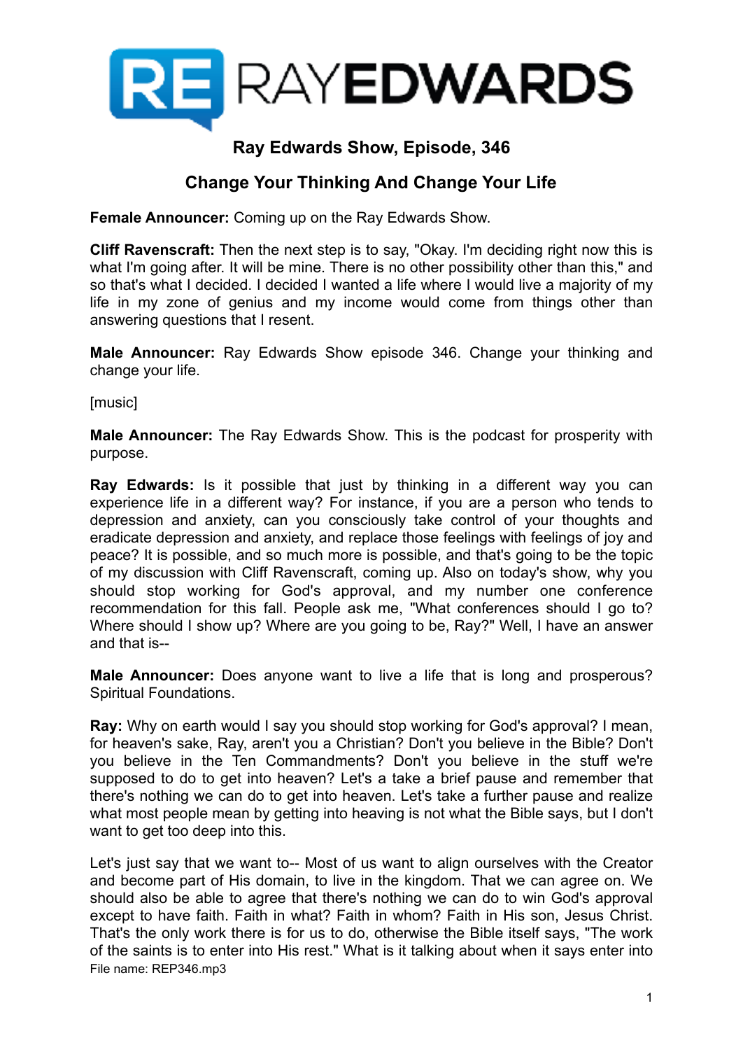# Ray Edwards Show, Episode, 346

## Change Your Thinking And Change Your Life

**Female Announcer:** Coming up on the Ray Edwards Show.

**Cliff Ravenscraft:** Then the next step is to say, "Okay. I'm deciding right now this is what I'm going after. It will be mine. There is no other possibility other than this," and so that's what I decided. I decided I wanted a life where I would live a majority of my life in my zone of genius and my income would come from things other than answering questions that I resent.

**Male Announcer:** Ray Edwards Show episode 346. Change your thinking and change your life.

[music]

**Male Announcer:** The Ray Edwards Show. This is the podcast for prosperity with purpose.

**Ray Edwards:** Is it possible that just by thinking in a different way you can experience life in a different way? For instance, if you are a person who tends to depression and anxiety, can you consciously take control of your thoughts and eradicate depression and anxiety, and replace those feelings with feelings of joy and peace? It is possible, and so much more is possible, and that's going to be the topic of my discussion with Cliff Ravenscraft, coming up. Also on today's show, why you should stop working for God's approval, and my number one conference recommendation for this fall. People ask me, "What conferences should I go to? Where should I show up? Where are you going to be, Ray?" Well, I have an answer and that is--

**Male Announcer:** Does anyone want to live a life that is long and prosperous? Spiritual Foundations.

**Ray:** Why on earth would I say you should stop working for God's approval? I mean, for heaven's sake, Ray, aren't you a Christian? Don't you believe in the Bible? Don't you believe in the Ten Commandments? Don't you believe in the stuff we're supposed to do to get into heaven? Let's a take a brief pause and remember that there's nothing we can do to get into heaven. Let's take a further pause and realize what most people mean by getting into heaving is not what the Bible says, but I don't want to get too deep into this.

Let's just say that we want to-- Most of us want to align ourselves with the Creator and become part of His domain, to live in the kingdom. That we can agree on. We should also be able to agree that there's nothing we can do to win God's approval except to have faith. Faith in what? Faith in whom? Faith in His son, Jesus Christ. That's the only work there is for us to do, otherwise the Bible itself says, "The work of the saints is to enter into His rest." What is it talking about when it says enter into

File name: REP346.mp3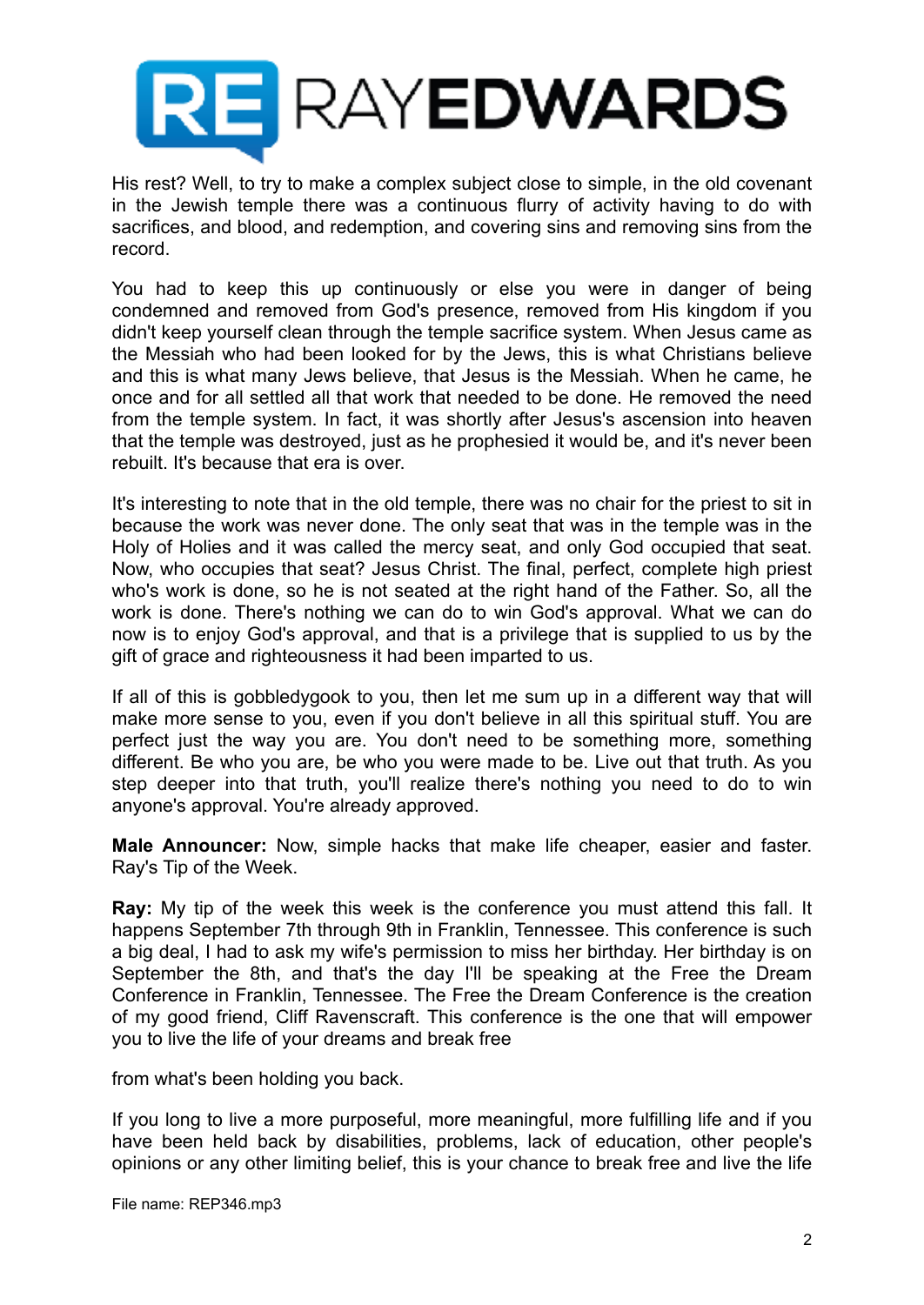His rest? Well, to try to make a complex subject close to simple, in the old covenant in the Jewish temple there was a continuous flurry of activity having to do with sacrifices, and blood, and redemption, and covering sins and removing sins from the record.

You had to keep this up continuously or else you were in danger of being condemned and removed from God's presence, removed from His kingdom if you didn't keep yourself clean through the temple sacrifice system. When Jesus came as the Messiah who had been looked for by the Jews, this is what Christians believe and this is what many Jews believe, that Jesus is the Messiah. When he came, he once and for all settled all that work that needed to be done. He removed the need from the temple system. In fact, it was shortly after Jesus's ascension into heaven that the temple was destroyed, just as he prophesied it would be, and it's never been rebuilt. It's because that era is over.

It's interesting to note that in the old temple, there was no chair for the priest to sit in because the work was never done. The only seat that was in the temple was in the Holy of Holies and it was called the mercy seat, and only God occupied that seat. Now, who occupies that seat? Jesus Christ. The final, perfect, complete high priest who's work is done, so he is not seated at the right hand of the Father. So, all the work is done. There's nothing we can do to win God's approval. What we can do now is to enjoy God's approval, and that is a privilege that is supplied to us by the gift of grace and righteousness it had been imparted to us.

If all of this is gobbledygook to you, then let me sum up in a different way that will make more sense to you, even if you don't believe in all this spiritual stuff. You are perfect just the way you are. You don't need to be something more, something different. Be who you are, be who you were made to be. Live out that truth. As you step deeper into that truth, you'll realize there's nothing you need to do to win anyone's approval. You're already approved.

**Male Announcer:** Now, simple hacks that make life cheaper, easier and faster. Ray's Tip of the Week.

**Ray:** My tip of the week this week is the conference you must attend this fall. It happens September 7th through 9th in Franklin, Tennessee. This conference is such a big deal, I had to ask my wife's permission to miss her birthday. Her birthday is on September the 8th, and that's the day I'll be speaking at the Free the Dream Conference in Franklin, Tennessee. The Free the Dream Conference is the creation of my good friend, Cliff Ravenscraft. This conference is the one that will empower you to live the life of your dreams and break free

from what's been holding you back.

If you long to live a more purposeful, more meaningful, more fulfilling life and if you have been held back by disabilities, problems, lack of education, other people's opinions or any other limiting belief, this is your chance to break free and live the life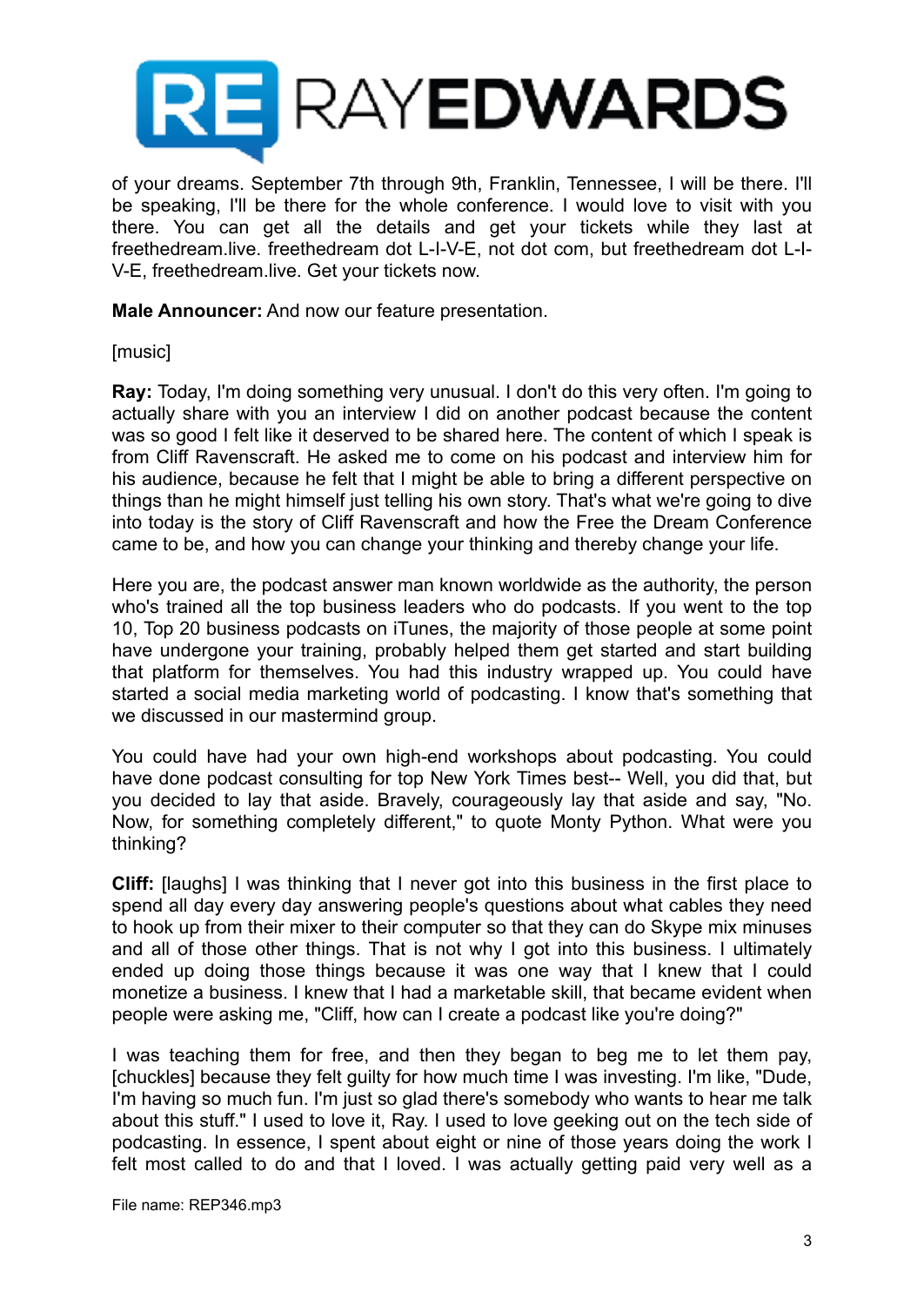of your dreams. September 7th through 9th, Franklin, Tennessee, I will be there. I'll be speaking, I'll be there for the whole conference. I would love to visit with you there. You can get all the details and get your tickets while they last at freethedream.live. freethedream dot L-I-V-E, not dot com, but freethedream dot L-I-V-E, freethedream.live. Get your tickets now.

**Male Announcer:** And now our feature presentation.

[music]

**Ray:** Today, I'm doing something very unusual. I don't do this very often. I'm going to actually share with you an interview I did on another podcast because the content was so good I felt like it deserved to be shared here. The content of which I speak is from Cliff Ravenscraft. He asked me to come on his podcast and interview him for his audience, because he felt that I might be able to bring a different perspective on things than he might himself just telling his own story. That's what we're going to dive into today is the story of Cliff Ravenscraft and how the Free the Dream Conference came to be, and how you can change your thinking and thereby change your life.

Here you are, the podcast answer man known worldwide as the authority, the person who's trained all the top business leaders who do podcasts. If you went to the top 10, Top 20 business podcasts on iTunes, the majority of those people at some point have undergone your training, probably helped them get started and start building that platform for themselves. You had this industry wrapped up. You could have started a social media marketing world of podcasting. I know that's something that we discussed in our mastermind group.

You could have had your own high-end workshops about podcasting. You could have done podcast consulting for top New York Times best-- Well, you did that, but you decided to lay that aside. Bravely, courageously lay that aside and say, "No. Now, for something completely different," to quote Monty Python. What were you thinking?

**Cliff:** [laughs] I was thinking that I never got into this business in the first place to spend all day every day answering people's questions about what cables they need to hook up from their mixer to their computer so that they can do Skype mix minuses and all of those other things. That is not why I got into this business. I ultimately ended up doing those things because it was one way that I knew that I could monetize a business. I knew that I had a marketable skill, that became evident when people were asking me, "Cliff, how can I create a podcast like you're doing?"

I was teaching them for free, and then they began to beg me to let them pay, [chuckles] because they felt guilty for how much time I was investing. I'm like, "Dude, I'm having so much fun. I'm just so glad there's somebody who wants to hear me talk about this stuff." I used to love it, Ray. I used to love geeking out on the tech side of podcasting. In essence, I spent about eight or nine of those years doing the work I felt most called to do and that I loved. I was actually getting paid very well as a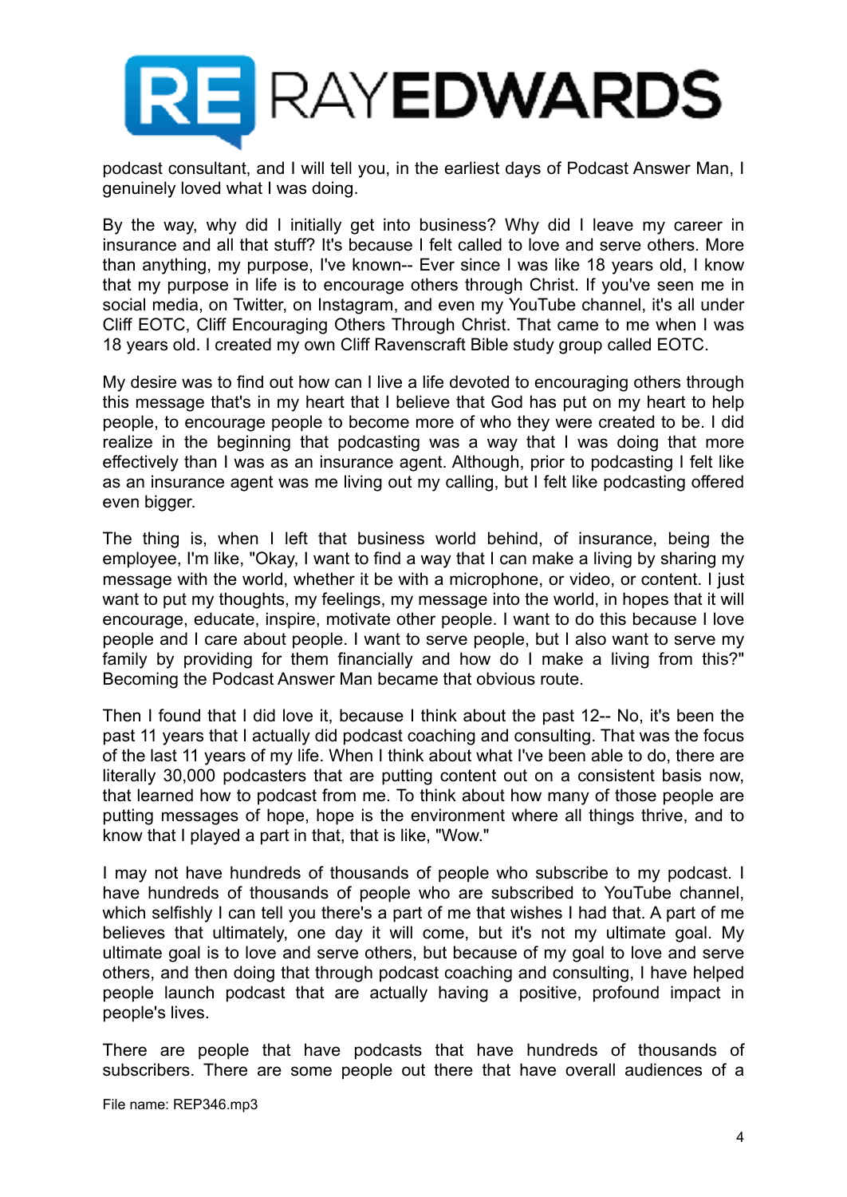podcast consultant, and I will tell you, in the earliest days of Podcast Answer Man, I genuinely loved what I was doing.

By the way, why did I initially get into business? Why did I leave my career in insurance and all that stuff? It's because I felt called to love and serve others. More than anything, my purpose, I've known-- Ever since I was like 18 years old, I know that my purpose in life is to encourage others through Christ. If you've seen me in social media, on Twitter, on Instagram, and even my YouTube channel, it's all under Cliff EOTC, Cliff Encouraging Others Through Christ. That came to me when I was 18 years old. I created my own Cliff Ravenscraft Bible study group called EOTC.

My desire was to find out how can I live a life devoted to encouraging others through this message that's in my heart that I believe that God has put on my heart to help people, to encourage people to become more of who they were created to be. I did realize in the beginning that podcasting was a way that I was doing that more effectively than I was as an insurance agent. Although, prior to podcasting I felt like as an insurance agent was me living out my calling, but I felt like podcasting offered even bigger.

The thing is, when I left that business world behind, of insurance, being the employee, I'm like, "Okay, I want to find a way that I can make a living by sharing my message with the world, whether it be with a microphone, or video, or content. I just want to put my thoughts, my feelings, my message into the world, in hopes that it will encourage, educate, inspire, motivate other people. I want to do this because I love people and I care about people. I want to serve people, but I also want to serve my family by providing for them financially and how do I make a living from this?" Becoming the Podcast Answer Man became that obvious route.

Then I found that I did love it, because I think about the past 12-- No, it's been the past 11 years that I actually did podcast coaching and consulting. That was the focus of the last 11 years of my life. When I think about what I've been able to do, there are literally 30,000 podcasters that are putting content out on a consistent basis now, that learned how to podcast from me. To think about how many of those people are putting messages of hope, hope is the environment where all things thrive, and to know that I played a part in that, that is like, "Wow."

I may not have hundreds of thousands of people who subscribe to my podcast. I have hundreds of thousands of people who are subscribed to YouTube channel, which selfishly I can tell you there's a part of me that wishes I had that. A part of me believes that ultimately, one day it will come, but it's not my ultimate goal. My ultimate goal is to love and serve others, but because of my goal to love and serve others, and then doing that through podcast coaching and consulting, I have helped people launch podcast that are actually having a positive, profound impact in people's lives.

There are people that have podcasts that have hundreds of thousands of subscribers. There are some people out there that have overall audiences of a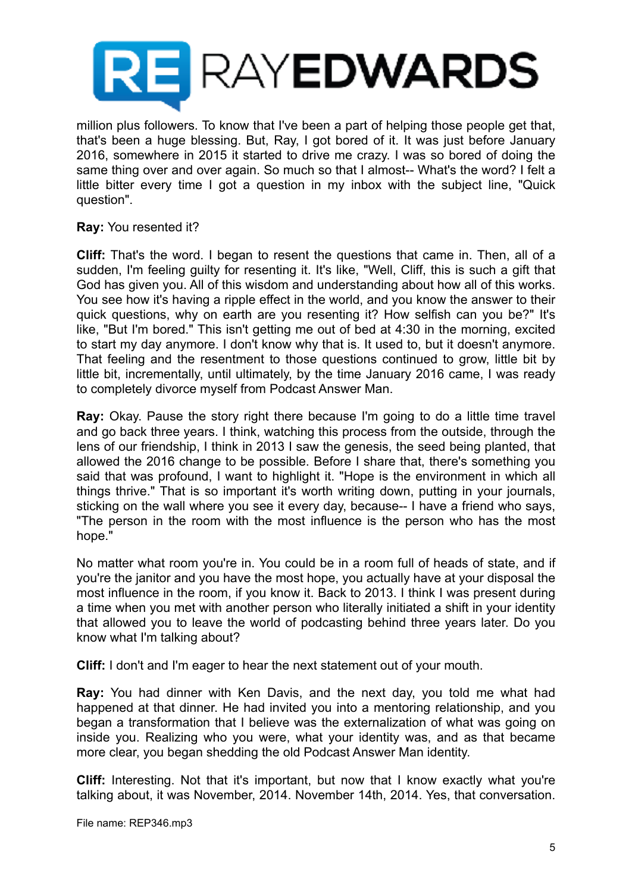million plus followers. To know that I've been a part of helping those people get that, that's been a huge blessing. But, Ray, I got bored of it. It was just before January 2016, somewhere in 2015 it started to drive me crazy. I was so bored of doing the same thing over and over again. So much so that I almost-- What's the word? I felt a little bitter every time I got a question in my inbox with the subject line, "Quick question".

**Ray:** You resented it?

**Cliff:** That's the word. I began to resent the questions that came in. Then, all of a sudden, I'm feeling guilty for resenting it. It's like, "Well, Cliff, this is such a gift that God has given you. All of this wisdom and understanding about how all of this works. You see how it's having a ripple effect in the world, and you know the answer to their quick questions, why on earth are you resenting it? How selfish can you be?" It's like, "But I'm bored." This isn't getting me out of bed at 4:30 in the morning, excited to start my day anymore. I don't know why that is. It used to, but it doesn't anymore. That feeling and the resentment to those questions continued to grow, little bit by little bit, incrementally, until ultimately, by the time January 2016 came, I was ready to completely divorce myself from Podcast Answer Man.

**Ray:** Okay. Pause the story right there because I'm going to do a little time travel and go back three years. I think, watching this process from the outside, through the lens of our friendship, I think in 2013 I saw the genesis, the seed being planted, that allowed the 2016 change to be possible. Before I share that, there's something you said that was profound, I want to highlight it. "Hope is the environment in which all things thrive." That is so important it's worth writing down, putting in your journals, sticking on the wall where you see it every day, because-- I have a friend who says, "The person in the room with the most influence is the person who has the most hope."

No matter what room you're in. You could be in a room full of heads of state, and if you're the janitor and you have the most hope, you actually have at your disposal the most influence in the room, if you know it. Back to 2013. I think I was present during a time when you met with another person who literally initiated a shift in your identity that allowed you to leave the world of podcasting behind three years later. Do you know what I'm talking about?

**Cliff:** I don't and I'm eager to hear the next statement out of your mouth.

**Ray:** You had dinner with Ken Davis, and the next day, you told me what had happened at that dinner. He had invited you into a mentoring relationship, and you began a transformation that I believe was the externalization of what was going on inside you. Realizing who you were, what your identity was, and as that became more clear, you began shedding the old Podcast Answer Man identity.

**Cliff:** Interesting. Not that it's important, but now that I know exactly what you're talking about, it was November, 2014. November 14th, 2014. Yes, that conversation.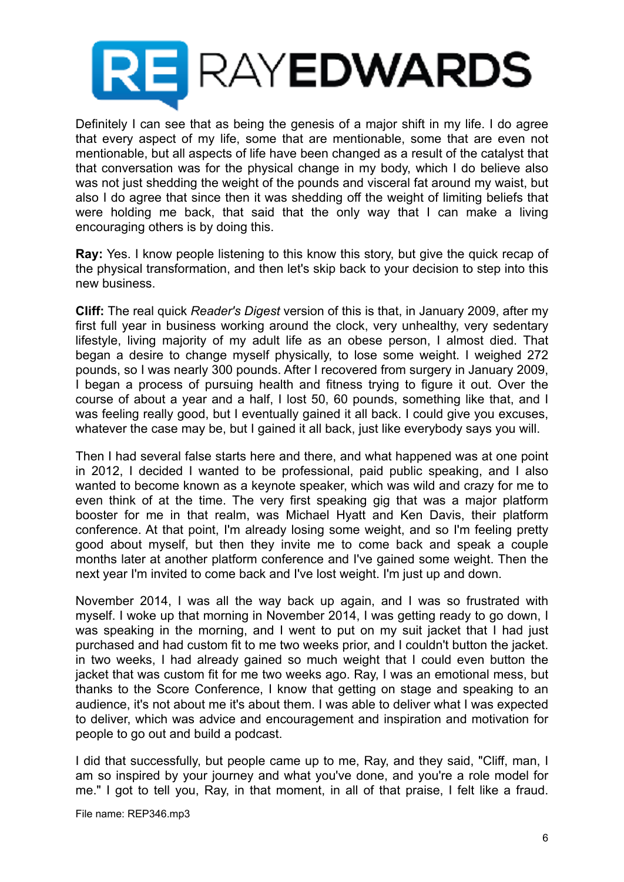Definitely I can see that as being the genesis of a major shift in my life. I do agree that every aspect of my life, some that are mentionable, some that are even not mentionable, but all aspects of life have been changed as a result of the catalyst that that conversation was for the physical change in my body, which I do believe also was not just shedding the weight of the pounds and visceral fat around my waist, but also I do agree that since then it was shedding off the weight of limiting beliefs that were holding me back, that said that the only way that I can make a living encouraging others is by doing this.

**Ray:** Yes. I know people listening to this know this story, but give the quick recap of the physical transformation, and then let's skip back to your decision to step into this new business.

**Cliff:** The real quick *Reader's Digest* version of this is that, in January 2009, after my first full year in business working around the clock, very unhealthy, very sedentary lifestyle, living majority of my adult life as an obese person, I almost died. That began a desire to change myself physically, to lose some weight. I weighed 272 pounds, so I was nearly 300 pounds. After I recovered from surgery in January 2009, I began a process of pursuing health and fitness trying to figure it out. Over the course of about a year and a half, I lost 50, 60 pounds, something like that, and I was feeling really good, but I eventually gained it all back. I could give you excuses, whatever the case may be, but I gained it all back, just like everybody says you will.

Then I had several false starts here and there, and what happened was at one point in 2012, I decided I wanted to be professional, paid public speaking, and I also wanted to become known as a keynote speaker, which was wild and crazy for me to even think of at the time. The very first speaking gig that was a major platform booster for me in that realm, was Michael Hyatt and Ken Davis, their platform conference. At that point, I'm already losing some weight, and so I'm feeling pretty good about myself, but then they invite me to come back and speak a couple months later at another platform conference and I've gained some weight. Then the next year I'm invited to come back and I've lost weight. I'm just up and down.

November 2014, I was all the way back up again, and I was so frustrated with myself. I woke up that morning in November 2014, I was getting ready to go down, I was speaking in the morning, and I went to put on my suit jacket that I had just purchased and had custom fit to me two weeks prior, and I couldn't button the jacket. in two weeks, I had already gained so much weight that I could even button the jacket that was custom fit for me two weeks ago. Ray, I was an emotional mess, but thanks to the Score Conference, I know that getting on stage and speaking to an audience, it's not about me it's about them. I was able to deliver what I was expected to deliver, which was advice and encouragement and inspiration and motivation for people to go out and build a podcast.

I did that successfully, but people came up to me, Ray, and they said, "Cliff, man, I am so inspired by your journey and what you've done, and you're a role model for me." I got to tell you, Ray, in that moment, in all of that praise, I felt like a fraud.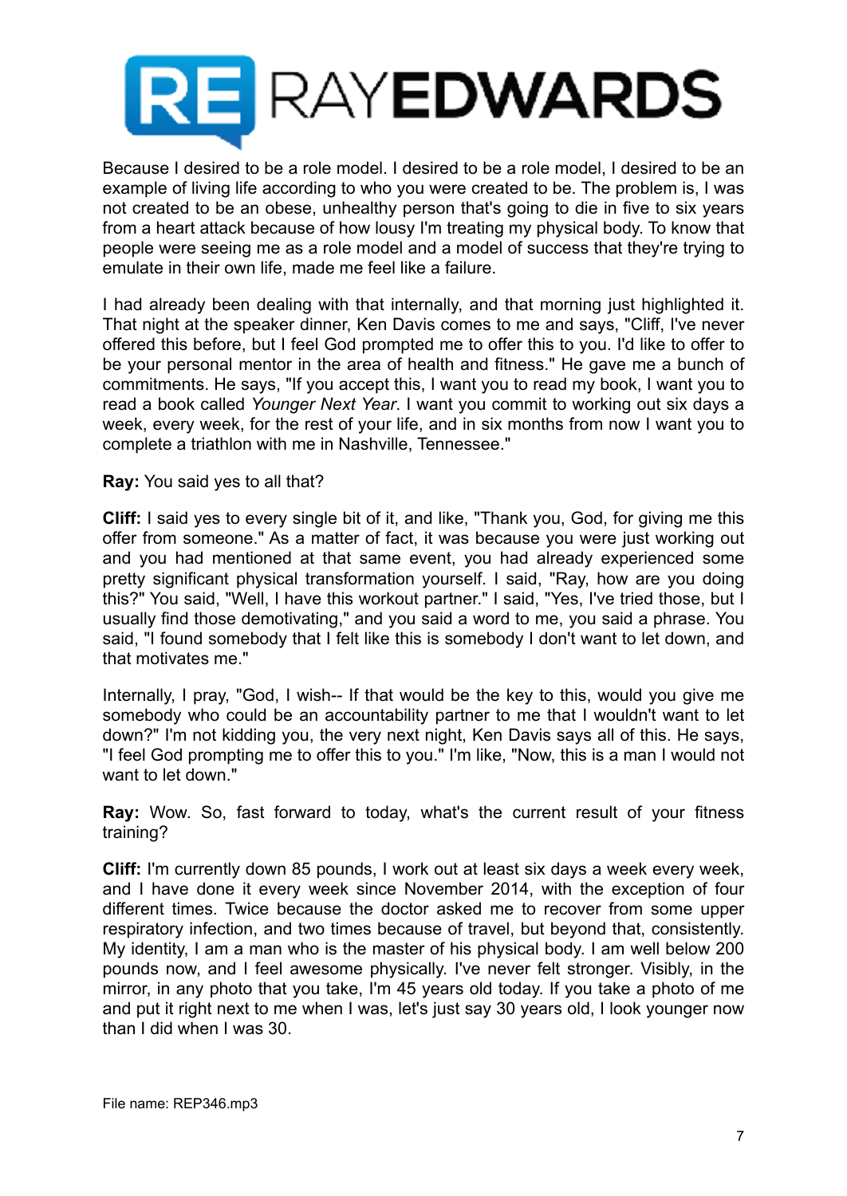Because I desired to be a role model. I desired to be a role model, I desired to be an example of living life according to who you were created to be. The problem is, I was not created to be an obese, unhealthy person that's going to die in five to six years from a heart attack because of how lousy I'm treating my physical body. To know that people were seeing me as a role model and a model of success that they're trying to emulate in their own life, made me feel like a failure.

I had already been dealing with that internally, and that morning just highlighted it. That night at the speaker dinner, Ken Davis comes to me and says, "Cliff, I've never offered this before, but I feel God prompted me to offer this to you. I'd like to offer to be your personal mentor in the area of health and fitness." He gave me a bunch of commitments. He says, "If you accept this, I want you to read my book, I want you to read a book called *Younger Next Year*. I want you commit to working out six days a week, every week, for the rest of your life, and in six months from now I want you to complete a triathlon with me in Nashville, Tennessee."

**Ray:** You said yes to all that?

**Cliff:** I said yes to every single bit of it, and like, "Thank you, God, for giving me this offer from someone." As a matter of fact, it was because you were just working out and you had mentioned at that same event, you had already experienced some pretty significant physical transformation yourself. I said, "Ray, how are you doing this?" You said, "Well, I have this workout partner." I said, "Yes, I've tried those, but I usually find those demotivating," and you said a word to me, you said a phrase. You said, "I found somebody that I felt like this is somebody I don't want to let down, and that motivates me."

Internally, I pray, "God, I wish-- If that would be the key to this, would you give me somebody who could be an accountability partner to me that I wouldn't want to let down?" I'm not kidding you, the very next night, Ken Davis says all of this. He says, "I feel God prompting me to offer this to you." I'm like, "Now, this is a man I would not want to let down."

**Ray:** Wow. So, fast forward to today, what's the current result of your fitness training?

**Cliff:** I'm currently down 85 pounds, I work out at least six days a week every week, and I have done it every week since November 2014, with the exception of four different times. Twice because the doctor asked me to recover from some upper respiratory infection, and two times because of travel, but beyond that, consistently. My identity, I am a man who is the master of his physical body. I am well below 200 pounds now, and I feel awesome physically. I've never felt stronger. Visibly, in the mirror, in any photo that you take, I'm 45 years old today. If you take a photo of me and put it right next to me when I was, let's just say 30 years old, I look younger now than I did when I was 30.

File name: REP346.mp3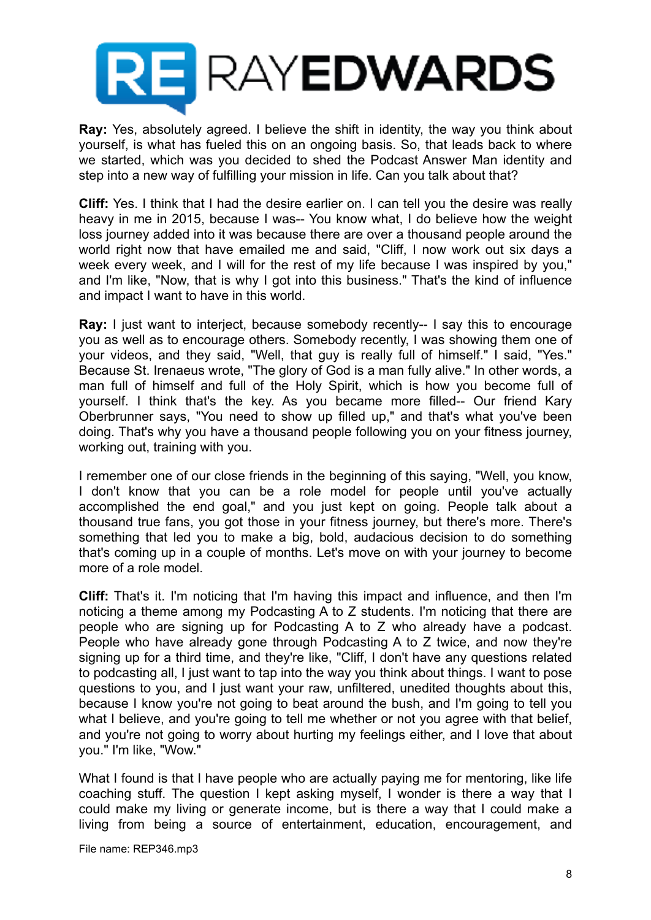**Ray:** Yes, absolutely agreed. I believe the shift in identity, the way you think about yourself, is what has fueled this on an ongoing basis. So, that leads back to where we started, which was you decided to shed the Podcast Answer Man identity and step into a new way of fulfilling your mission in life. Can you talk about that?

**Cliff:** Yes. I think that I had the desire earlier on. I can tell you the desire was really heavy in me in 2015, because I was-- You know what, I do believe how the weight loss journey added into it was because there are over a thousand people around the world right now that have emailed me and said, "Cliff, I now work out six days a week every week, and I will for the rest of my life because I was inspired by you," and I'm like, "Now, that is why I got into this business." That's the kind of influence and impact I want to have in this world.

**Ray:** I just want to interject, because somebody recently-- I say this to encourage you as well as to encourage others. Somebody recently, I was showing them one of your videos, and they said, "Well, that guy is really full of himself." I said, "Yes." Because St. Irenaeus wrote, "The glory of God is a man fully alive." In other words, a man full of himself and full of the Holy Spirit, which is how you become full of yourself. I think that's the key. As you became more filled-- Our friend Kary Oberbrunner says, "You need to show up filled up," and that's what you've been doing. That's why you have a thousand people following you on your fitness journey, working out, training with you.

I remember one of our close friends in the beginning of this saying, "Well, you know, I don't know that you can be a role model for people until you've actually accomplished the end goal," and you just kept on going. People talk about a thousand true fans, you got those in your fitness journey, but there's more. There's something that led you to make a big, bold, audacious decision to do something that's coming up in a couple of months. Let's move on with your journey to become more of a role model.

**Cliff:** That's it. I'm noticing that I'm having this impact and influence, and then I'm noticing a theme among my Podcasting A to Z students. I'm noticing that there are people who are signing up for Podcasting A to Z who already have a podcast. People who have already gone through Podcasting A to Z twice, and now they're signing up for a third time, and they're like, "Cliff, I don't have any questions related to podcasting all, I just want to tap into the way you think about things. I want to pose questions to you, and I just want your raw, unfiltered, unedited thoughts about this, because I know you're not going to beat around the bush, and I'm going to tell you what I believe, and you're going to tell me whether or not you agree with that belief, and you're not going to worry about hurting my feelings either, and I love that about you." I'm like, "Wow."

What I found is that I have people who are actually paying me for mentoring, like life coaching stuff. The question I kept asking myself, I wonder is there a way that I could make my living or generate income, but is there a way that I could make a living from being a source of entertainment, education, encouragement, and

File name: REP346.mp3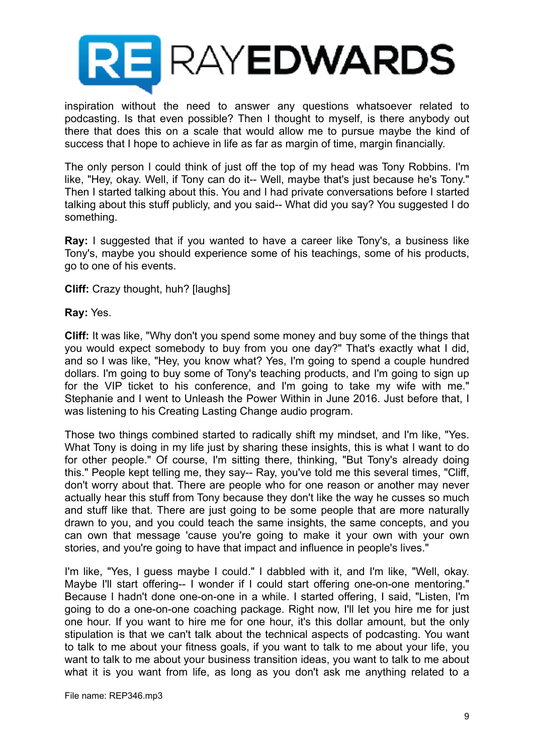inspiration without the need to answer any questions whatsoever related to podcasting. Is that even possible? Then I thought to myself, is there anybody out there that does this on a scale that would allow me to pursue maybe the kind of success that I hope to achieve in life as far as margin of time, margin financially.

The only person I could think of just off the top of my head was Tony Robbins. I'm like, "Hey, okay. Well, if Tony can do it-- Well, maybe that's just because he's Tony." Then I started talking about this. You and I had private conversations before I started talking about this stuff publicly, and you said-- What did you say? You suggested I do something.

**Ray:** I suggested that if you wanted to have a career like Tony's, a business like Tony's, maybe you should experience some of his teachings, some of his products, go to one of his events.

**Cliff:** Crazy thought, huh? [laughs]

**Ray:** Yes.

**Cliff:** It was like, "Why don't you spend some money and buy some of the things that you would expect somebody to buy from you one day?" That's exactly what I did, and so I was like, "Hey, you know what? Yes, I'm going to spend a couple hundred dollars. I'm going to buy some of Tony's teaching products, and I'm going to sign up for the VIP ticket to his conference, and I'm going to take my wife with me." Stephanie and I went to Unleash the Power Within in June 2016. Just before that, I was listening to his Creating Lasting Change audio program.

Those two things combined started to radically shift my mindset, and I'm like, "Yes. What Tony is doing in my life just by sharing these insights, this is what I want to do for other people." Of course, I'm sitting there, thinking, "But Tony's already doing this." People kept telling me, they say-- Ray, you've told me this several times, "Cliff, don't worry about that. There are people who for one reason or another may never actually hear this stuff from Tony because they don't like the way he cusses so much and stuff like that. There are just going to be some people that are more naturally drawn to you, and you could teach the same insights, the same concepts, and you can own that message 'cause you're going to make it your own with your own stories, and you're going to have that impact and influence in people's lives."

I'm like, "Yes, I guess maybe I could." I dabbled with it, and I'm like, "Well, okay. Maybe I'll start offering-- I wonder if I could start offering one-on-one mentoring." Because I hadn't done one-on-one in a while. I started offering, I said, "Listen, I'm going to do a one-on-one coaching package. Right now, I'll let you hire me for just one hour. If you want to hire me for one hour, it's this dollar amount, but the only stipulation is that we can't talk about the technical aspects of podcasting. You want to talk to me about your fitness goals, if you want to talk to me about your life, you want to talk to me about your business transition ideas, you want to talk to me about what it is you want from life, as long as you don't ask me anything related to a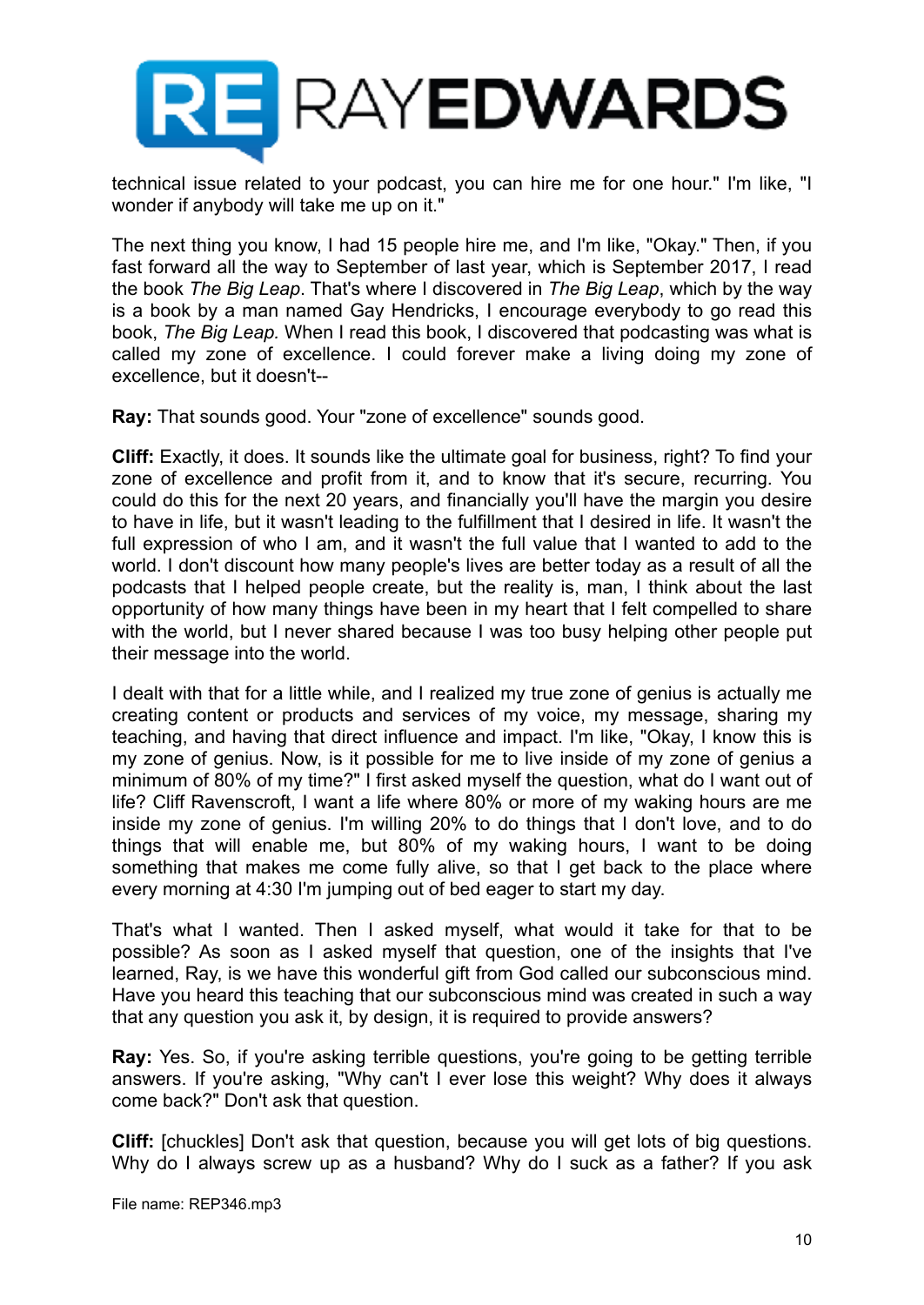technical issue related to your podcast, you can hire me for one hour." I'm like, "I wonder if anybody will take me up on it."

The next thing you know, I had 15 people hire me, and I'm like, "Okay." Then, if you fast forward all the way to September of last year, which is September 2017, I read the book *The Big Leap*. That's where I discovered in *The Big Leap*, which by the way is a book by a man named Gay Hendricks, I encourage everybody to go read this book, *The Big Leap.* When I read this book, I discovered that podcasting was what is called my zone of excellence. I could forever make a living doing my zone of excellence, but it doesn't--

**Ray:** That sounds good. Your "zone of excellence" sounds good.

**Cliff:** Exactly, it does. It sounds like the ultimate goal for business, right? To find your zone of excellence and profit from it, and to know that it's secure, recurring. You could do this for the next 20 years, and financially you'll have the margin you desire to have in life, but it wasn't leading to the fulfillment that I desired in life. It wasn't the full expression of who I am, and it wasn't the full value that I wanted to add to the world. I don't discount how many people's lives are better today as a result of all the podcasts that I helped people create, but the reality is, man, I think about the last opportunity of how many things have been in my heart that I felt compelled to share with the world, but I never shared because I was too busy helping other people put their message into the world.

I dealt with that for a little while, and I realized my true zone of genius is actually me creating content or products and services of my voice, my message, sharing my teaching, and having that direct influence and impact. I'm like, "Okay, I know this is my zone of genius. Now, is it possible for me to live inside of my zone of genius a minimum of 80% of my time?" I first asked myself the question, what do I want out of life? Cliff Ravenscroft, I want a life where 80% or more of my waking hours are me inside my zone of genius. I'm willing 20% to do things that I don't love, and to do things that will enable me, but 80% of my waking hours, I want to be doing something that makes me come fully alive, so that I get back to the place where every morning at 4:30 I'm jumping out of bed eager to start my day.

That's what I wanted. Then I asked myself, what would it take for that to be possible? As soon as I asked myself that question, one of the insights that I've learned, Ray, is we have this wonderful gift from God called our subconscious mind. Have you heard this teaching that our subconscious mind was created in such a way that any question you ask it, by design, it is required to provide answers?

**Ray:** Yes. So, if you're asking terrible questions, you're going to be getting terrible answers. If you're asking, "Why can't I ever lose this weight? Why does it always come back?" Don't ask that question.

**Cliff:** [chuckles] Don't ask that question, because you will get lots of big questions. Why do I always screw up as a husband? Why do I suck as a father? If you ask

File name: REP346.mp3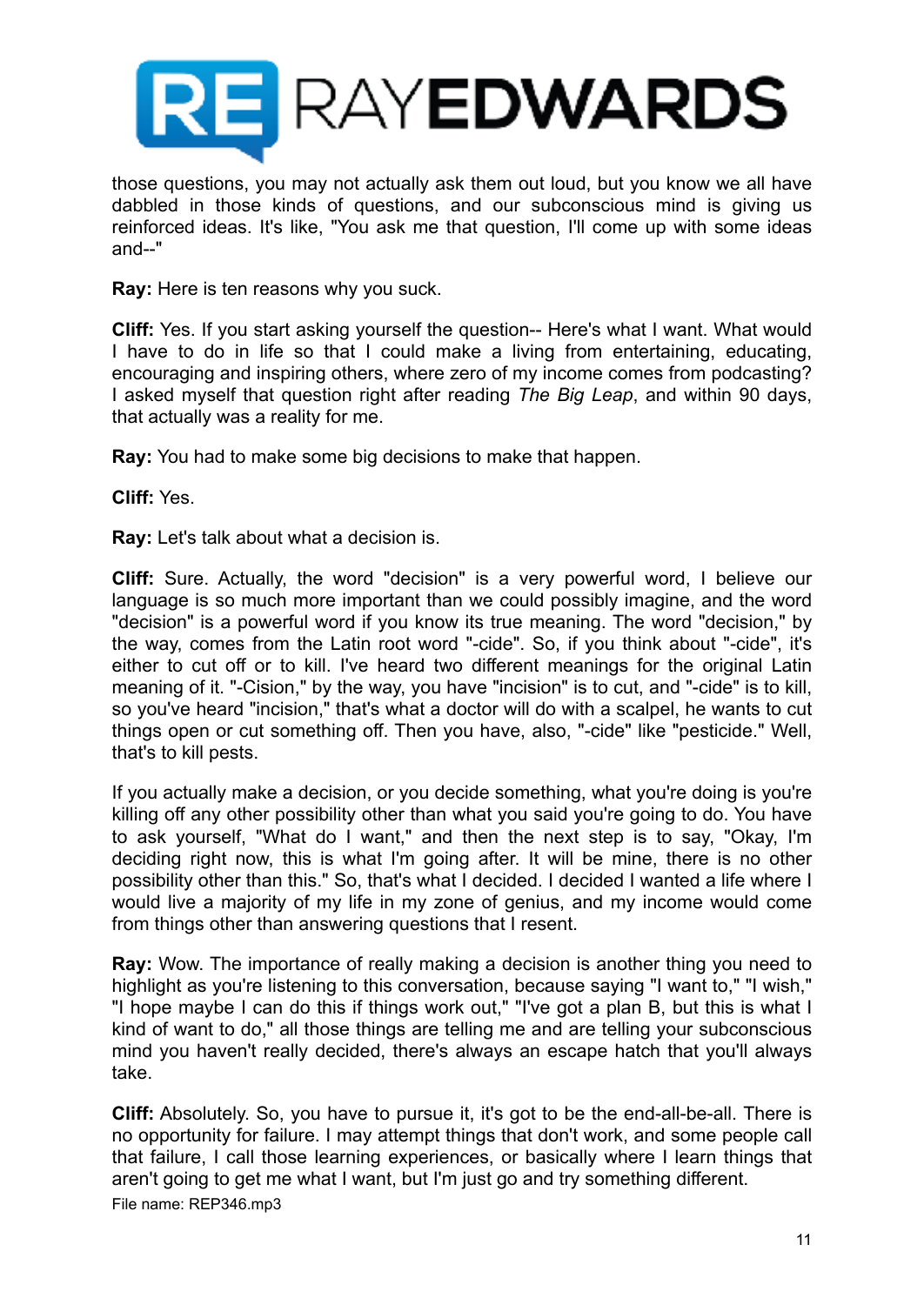those questions, you may not actually ask them out loud, but you know we all have dabbled in those kinds of questions, and our subconscious mind is giving us reinforced ideas. It's like, "You ask me that question, I'll come up with some ideas and--"

**Ray:** Here is ten reasons why you suck.

**Cliff:** Yes. If you start asking yourself the question-- Here's what I want. What would I have to do in life so that I could make a living from entertaining, educating, encouraging and inspiring others, where zero of my income comes from podcasting? I asked myself that question right after reading *The Big Leap*, and within 90 days, that actually was a reality for me.

**Ray:** You had to make some big decisions to make that happen.

**Cliff:** Yes.

**Ray:** Let's talk about what a decision is.

**Cliff:** Sure. Actually, the word "decision" is a very powerful word, I believe our language is so much more important than we could possibly imagine, and the word "decision" is a powerful word if you know its true meaning. The word "decision," by the way, comes from the Latin root word "-cide". So, if you think about "-cide", it's either to cut off or to kill. I've heard two different meanings for the original Latin meaning of it. "-Cision," by the way, you have "incision" is to cut, and "-cide" is to kill, so you've heard "incision," that's what a doctor will do with a scalpel, he wants to cut things open or cut something off. Then you have, also, "-cide" like "pesticide." Well, that's to kill pests.

If you actually make a decision, or you decide something, what you're doing is you're killing off any other possibility other than what you said you're going to do. You have to ask yourself, "What do I want," and then the next step is to say, "Okay, I'm deciding right now, this is what I'm going after. It will be mine, there is no other possibility other than this." So, that's what I decided. I decided I wanted a life where I would live a majority of my life in my zone of genius, and my income would come from things other than answering questions that I resent.

**Ray:** Wow. The importance of really making a decision is another thing you need to highlight as you're listening to this conversation, because saying "I want to," "I wish," "I hope maybe I can do this if things work out," "I've got a plan B, but this is what I kind of want to do," all those things are telling me and are telling your subconscious mind you haven't really decided, there's always an escape hatch that you'll always take.

**Cliff:** Absolutely. So, you have to pursue it, it's got to be the end-all-be-all. There is no opportunity for failure. I may attempt things that don't work, and some people call that failure, I call those learning experiences, or basically where I learn things that aren't going to get me what I want, but I'm just go and try something different.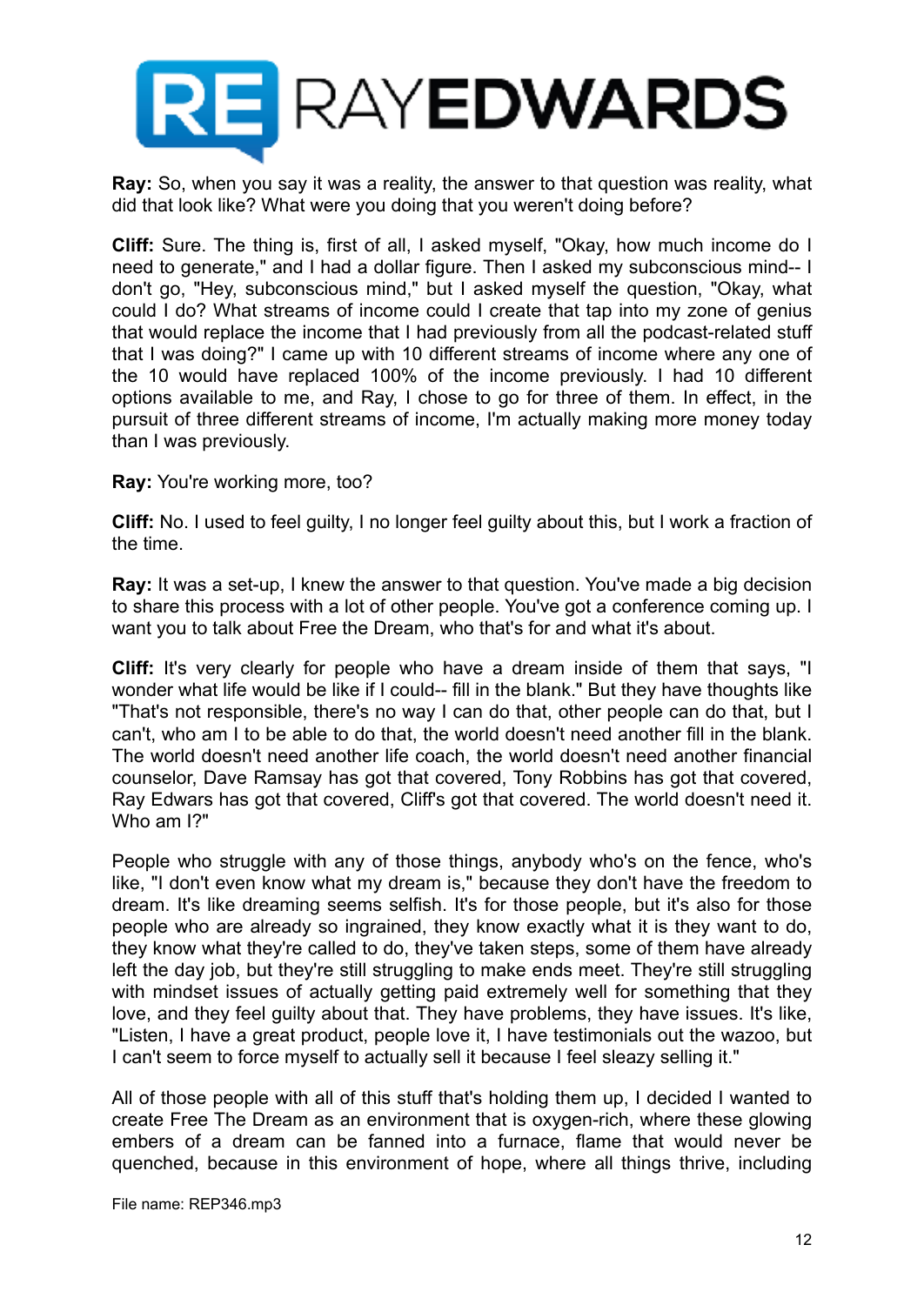**Ray:** So, when you say it was a reality, the answer to that question was reality, what did that look like? What were you doing that you weren't doing before?

**Cliff:** Sure. The thing is, first of all, I asked myself, "Okay, how much income do I need to generate," and I had a dollar figure. Then I asked my subconscious mind-- I don't go, "Hey, subconscious mind," but I asked myself the question, "Okay, what could I do? What streams of income could I create that tap into my zone of genius that would replace the income that I had previously from all the podcast-related stuff that I was doing?" I came up with 10 different streams of income where any one of the 10 would have replaced 100% of the income previously. I had 10 different options available to me, and Ray, I chose to go for three of them. In effect, in the pursuit of three different streams of income, I'm actually making more money today than I was previously.

**Ray:** You're working more, too?

**Cliff:** No. I used to feel guilty, I no longer feel guilty about this, but I work a fraction of the time.

**Ray:** It was a set-up, I knew the answer to that question. You've made a big decision to share this process with a lot of other people. You've got a conference coming up. I want you to talk about Free the Dream, who that's for and what it's about.

**Cliff:** It's very clearly for people who have a dream inside of them that says, "I wonder what life would be like if I could-- fill in the blank." But they have thoughts like "That's not responsible, there's no way I can do that, other people can do that, but I can't, who am I to be able to do that, the world doesn't need another fill in the blank. The world doesn't need another life coach, the world doesn't need another financial counselor, Dave Ramsay has got that covered, Tony Robbins has got that covered, Ray Edwars has got that covered, Cliff's got that covered. The world doesn't need it. Who am I?"

People who struggle with any of those things, anybody who's on the fence, who's like, "I don't even know what my dream is," because they don't have the freedom to dream. It's like dreaming seems selfish. It's for those people, but it's also for those people who are already so ingrained, they know exactly what it is they want to do, they know what they're called to do, they've taken steps, some of them have already left the day job, but they're still struggling to make ends meet. They're still struggling with mindset issues of actually getting paid extremely well for something that they love, and they feel guilty about that. They have problems, they have issues. It's like, "Listen, I have a great product, people love it, I have testimonials out the wazoo, but I can't seem to force myself to actually sell it because I feel sleazy selling it."

All of those people with all of this stuff that's holding them up, I decided I wanted to create Free The Dream as an environment that is oxygen-rich, where these glowing embers of a dream can be fanned into a furnace, flame that would never be quenched, because in this environment of hope, where all things thrive, including

File name: REP346.mp3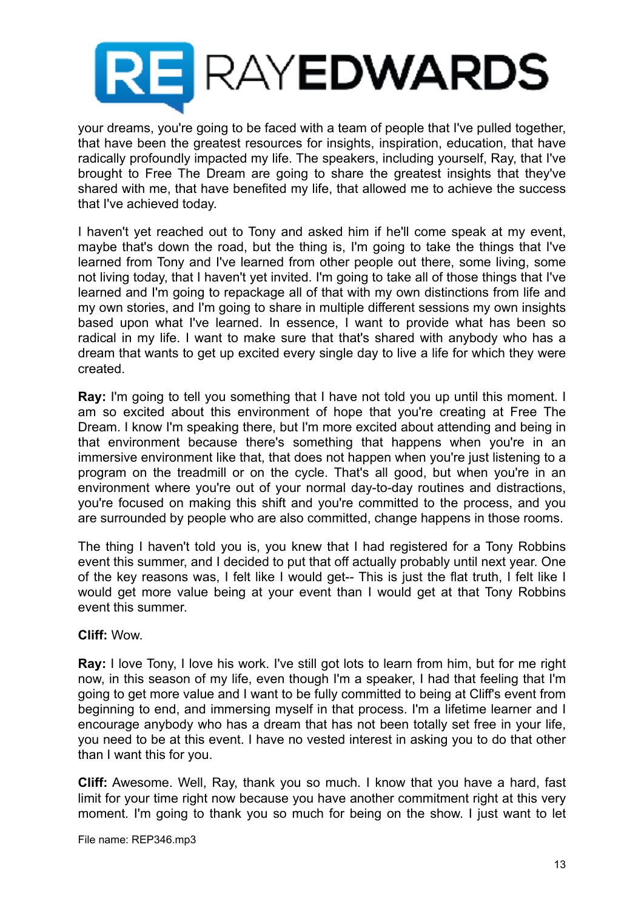your dreams, you're going to be faced with a team of people that I've pulled together, that have been the greatest resources for insights, inspiration, education, that have radically profoundly impacted my life. The speakers, including yourself, Ray, that I've brought to Free The Dream are going to share the greatest insights that they've shared with me, that have benefited my life, that allowed me to achieve the success that I've achieved today.

I haven't yet reached out to Tony and asked him if he'll come speak at my event, maybe that's down the road, but the thing is, I'm going to take the things that I've learned from Tony and I've learned from other people out there, some living, some not living today, that I haven't yet invited. I'm going to take all of those things that I've learned and I'm going to repackage all of that with my own distinctions from life and my own stories, and I'm going to share in multiple different sessions my own insights based upon what I've learned. In essence, I want to provide what has been so radical in my life. I want to make sure that that's shared with anybody who has a dream that wants to get up excited every single day to live a life for which they were created.

**Ray:** I'm going to tell you something that I have not told you up until this moment. I am so excited about this environment of hope that you're creating at Free The Dream. I know I'm speaking there, but I'm more excited about attending and being in that environment because there's something that happens when you're in an immersive environment like that, that does not happen when you're just listening to a program on the treadmill or on the cycle. That's all good, but when you're in an environment where you're out of your normal day-to-day routines and distractions, you're focused on making this shift and you're committed to the process, and you are surrounded by people who are also committed, change happens in those rooms.

The thing I haven't told you is, you knew that I had registered for a Tony Robbins event this summer, and I decided to put that off actually probably until next year. One of the key reasons was, I felt like I would get-- This is just the flat truth, I felt like I would get more value being at your event than I would get at that Tony Robbins event this summer.

**Cliff:** Wow.

**Ray:** I love Tony, I love his work. I've still got lots to learn from him, but for me right now, in this season of my life, even though I'm a speaker, I had that feeling that I'm going to get more value and I want to be fully committed to being at Cliff's event from beginning to end, and immersing myself in that process. I'm a lifetime learner and I encourage anybody who has a dream that has not been totally set free in your life, you need to be at this event. I have no vested interest in asking you to do that other than I want this for you.

**Cliff:** Awesome. Well, Ray, thank you so much. I know that you have a hard, fast limit for your time right now because you have another commitment right at this very moment. I'm going to thank you so much for being on the show. I just want to let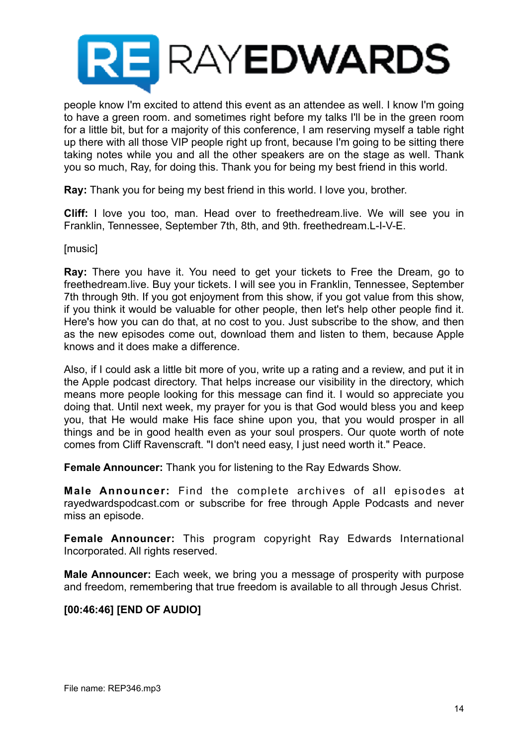people know I'm excited to attend this event as an attendee as well. I know I'm going to have a green room. and sometimes right before my talks I'll be in the green room for a little bit, but for a majority of this conference, I am reserving myself a table right up there with all those VIP people right up front, because I'm going to be sitting there taking notes while you and all the other speakers are on the stage as well. Thank you so much, Ray, for doing this. Thank you for being my best friend in this world.

**Ray:** Thank you for being my best friend in this world. I love you, brother.

**Cliff:** I love you too, man. Head over to freethedream.live. We will see you in Franklin, Tennessee, September 7th, 8th, and 9th. freethedream.L-I-V-E.

[music]

**Ray:** There you have it. You need to get your tickets to Free the Dream, go to freethedream.live. Buy your tickets. I will see you in Franklin, Tennessee, September 7th through 9th. If you got enjoyment from this show, if you got value from this show, if you think it would be valuable for other people, then let's help other people find it. Here's how you can do that, at no cost to you. Just subscribe to the show, and then as the new episodes come out, download them and listen to them, because Apple knows and it does make a difference.

Also, if I could ask a little bit more of you, write up a rating and a review, and put it in the Apple podcast directory. That helps increase our visibility in the directory, which means more people looking for this message can find it. I would so appreciate you doing that. Until next week, my prayer for you is that God would bless you and keep you, that He would make His face shine upon you, that you would prosper in all things and be in good health even as your soul prospers. Our quote worth of note comes from Cliff Ravenscraft. "I don't need easy, I just need worth it." Peace.

**Female Announcer:** Thank you for listening to the Ray Edwards Show.

**Male Announcer:** Find the complete archives of all episodes at rayedwardspodcast.com or subscribe for free through Apple Podcasts and never miss an episode.

**Female Announcer:** This program copyright Ray Edwards International Incorporated. All rights reserved.

**Male Announcer:** Each week, we bring you a message of prosperity with purpose and freedom, remembering that true freedom is available to all through Jesus Christ.

**[00:46:46] [END OF AUDIO]**

File name: REP346.mp3